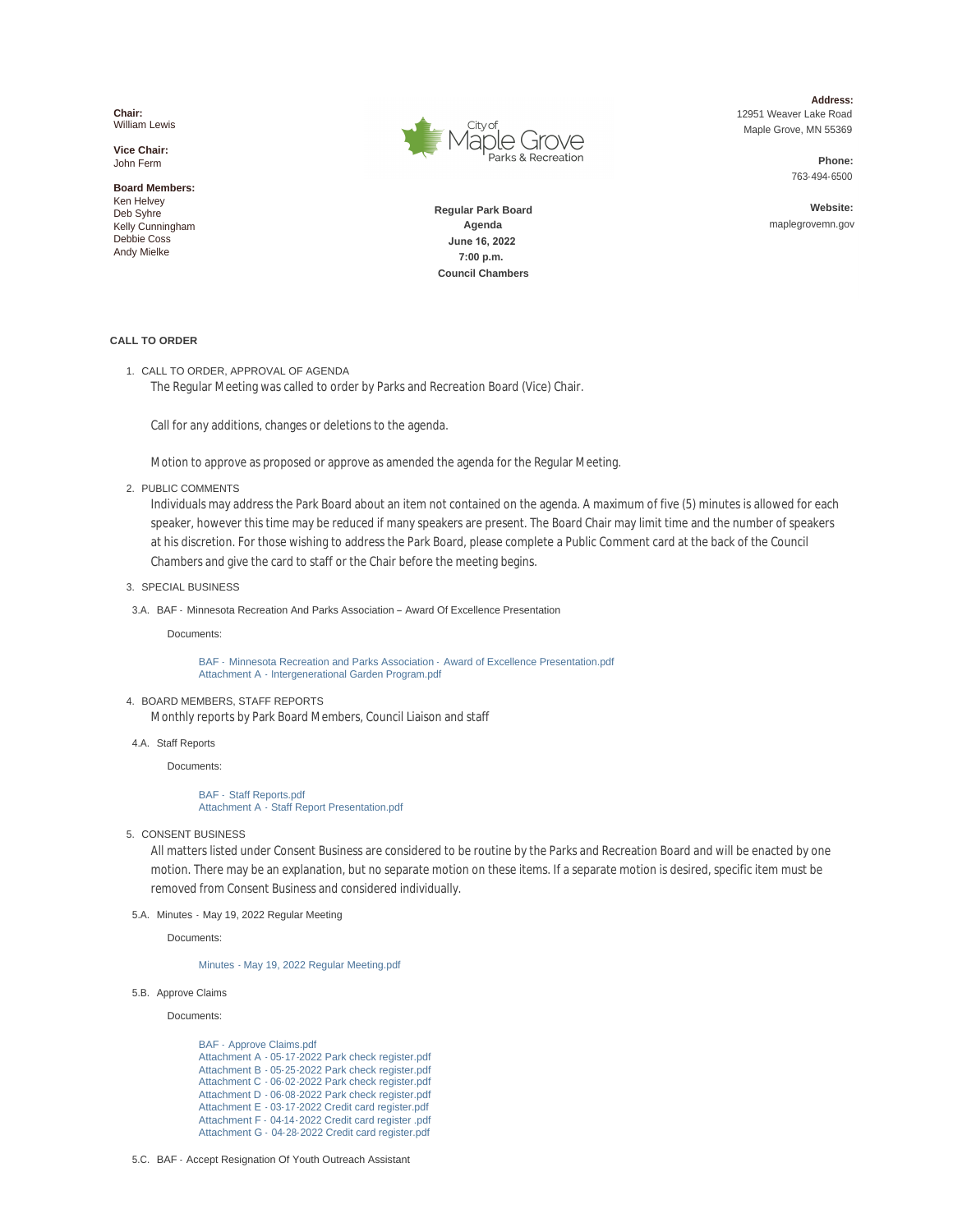**Chair:**
William Lewis

**Vice Chair:**
John Ferm

**Board Members:**
Ken Helvey
Deb Syhre
Kelly Cunningham
Debbie Coss
Andy Mielke

City of Maple Grove Parks & Recreation

**Regular Park Board**
**Agenda**
**June 16, 2022**
**7:00 p.m.**
**Council Chambers**

**Address:**
12951 Weaver Lake Road
Maple Grove, MN 55369

**Phone:**
763-494-6500

**Website:**
maplegrovemn.gov

## CALL TO ORDER

1. CALL TO ORDER, APPROVAL OF AGENDA

   The Regular Meeting was called to order by Parks and Recreation Board (Vice) Chair.

   Call for any additions, changes or deletions to the agenda.

   Motion to approve as proposed or approve as amended the agenda for the Regular Meeting.

2. PUBLIC COMMENTS

   Individuals may address the Park Board about an item not contained on the agenda. A maximum of five (5) minutes is allowed for each speaker, however this time may be reduced if many speakers are present. The Board Chair may limit time and the number of speakers at his discretion. For those wishing to address the Park Board, please complete a Public Comment card at the back of the Council Chambers and give the card to staff or the Chair before the meeting begins.

3. SPECIAL BUSINESS

3.A. BAF - Minnesota Recreation And Parks Association – Award Of Excellence Presentation

   Documents:

   BAF - Minnesota Recreation and Parks Association - Award of Excellence Presentation.pdf
   Attachment A - Intergenerational Garden Program.pdf

4. BOARD MEMBERS, STAFF REPORTS

   Monthly reports by Park Board Members, Council Liaison and staff

4.A. Staff Reports

   Documents:

   BAF - Staff Reports.pdf
   Attachment A - Staff Report Presentation.pdf

5. CONSENT BUSINESS

   All matters listed under Consent Business are considered to be routine by the Parks and Recreation Board and will be enacted by one motion. There may be an explanation, but no separate motion on these items. If a separate motion is desired, specific item must be removed from Consent Business and considered individually.

5.A. Minutes - May 19, 2022 Regular Meeting

   Documents:

   Minutes - May 19, 2022 Regular Meeting.pdf

5.B. Approve Claims

   Documents:

   BAF - Approve Claims.pdf
   Attachment A - 05-17-2022 Park check register.pdf
   Attachment B - 05-25-2022 Park check register.pdf
   Attachment C - 06-02-2022 Park check register.pdf
   Attachment D - 06-08-2022 Park check register.pdf
   Attachment E - 03-17-2022 Credit card register.pdf
   Attachment F - 04-14-2022 Credit card register .pdf
   Attachment G - 04-28-2022 Credit card register.pdf

5.C. BAF - Accept Resignation Of Youth Outreach Assistant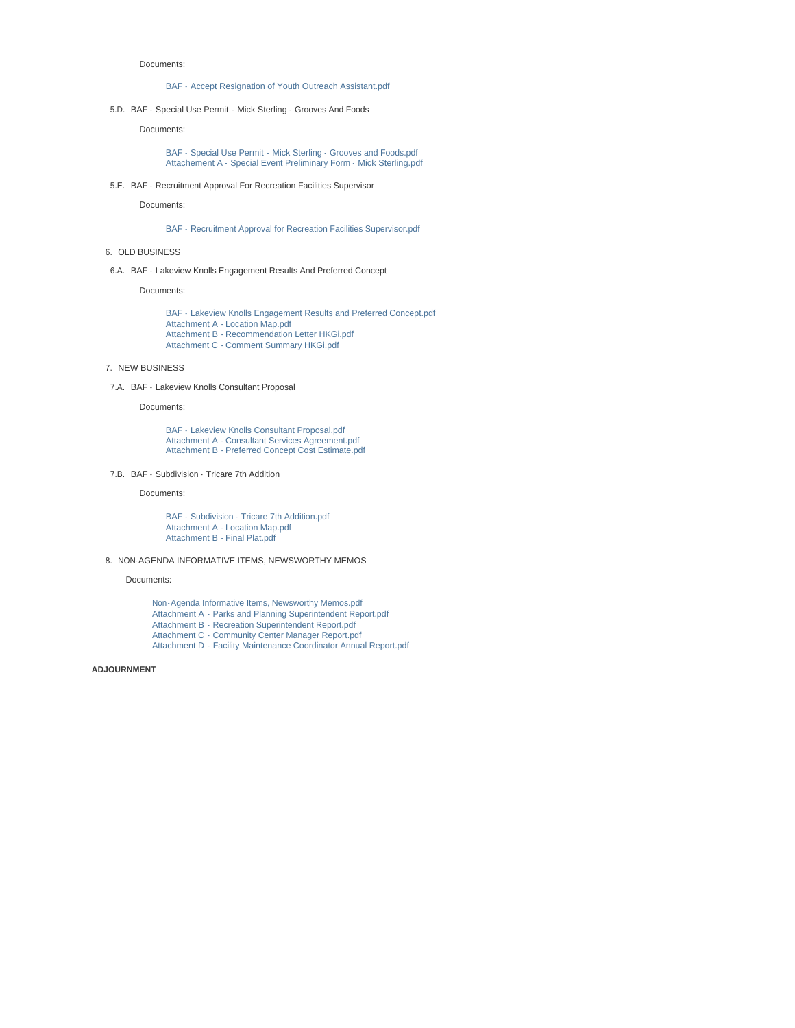Documents:

BAF - Accept Resignation of Youth Outreach Assistant.pdf

5.D. BAF - Special Use Permit - Mick Sterling - Grooves And Foods

Documents:

BAF - Special Use Permit - Mick Sterling - Grooves and Foods.pdf
Attachement A - Special Event Preliminary Form - Mick Sterling.pdf

5.E. BAF - Recruitment Approval For Recreation Facilities Supervisor

Documents:

BAF - Recruitment Approval for Recreation Facilities Supervisor.pdf

6. OLD BUSINESS

6.A. BAF - Lakeview Knolls Engagement Results And Preferred Concept

Documents:

BAF - Lakeview Knolls Engagement Results and Preferred Concept.pdf
Attachment A - Location Map.pdf
Attachment B - Recommendation Letter HKGi.pdf
Attachment C - Comment Summary HKGi.pdf

7. NEW BUSINESS

7.A. BAF - Lakeview Knolls Consultant Proposal

Documents:

BAF - Lakeview Knolls Consultant Proposal.pdf
Attachment A - Consultant Services Agreement.pdf
Attachment B - Preferred Concept Cost Estimate.pdf

7.B. BAF - Subdivision - Tricare 7th Addition

Documents:

BAF - Subdivision - Tricare 7th Addition.pdf
Attachment A - Location Map.pdf
Attachment B - Final Plat.pdf

8. NON-AGENDA INFORMATIVE ITEMS, NEWSWORTHY MEMOS

Documents:

Non-Agenda Informative Items, Newsworthy Memos.pdf
Attachment A - Parks and Planning Superintendent Report.pdf
Attachment B - Recreation Superintendent Report.pdf
Attachment C - Community Center Manager Report.pdf
Attachment D - Facility Maintenance Coordinator Annual Report.pdf

**ADJOURNMENT**